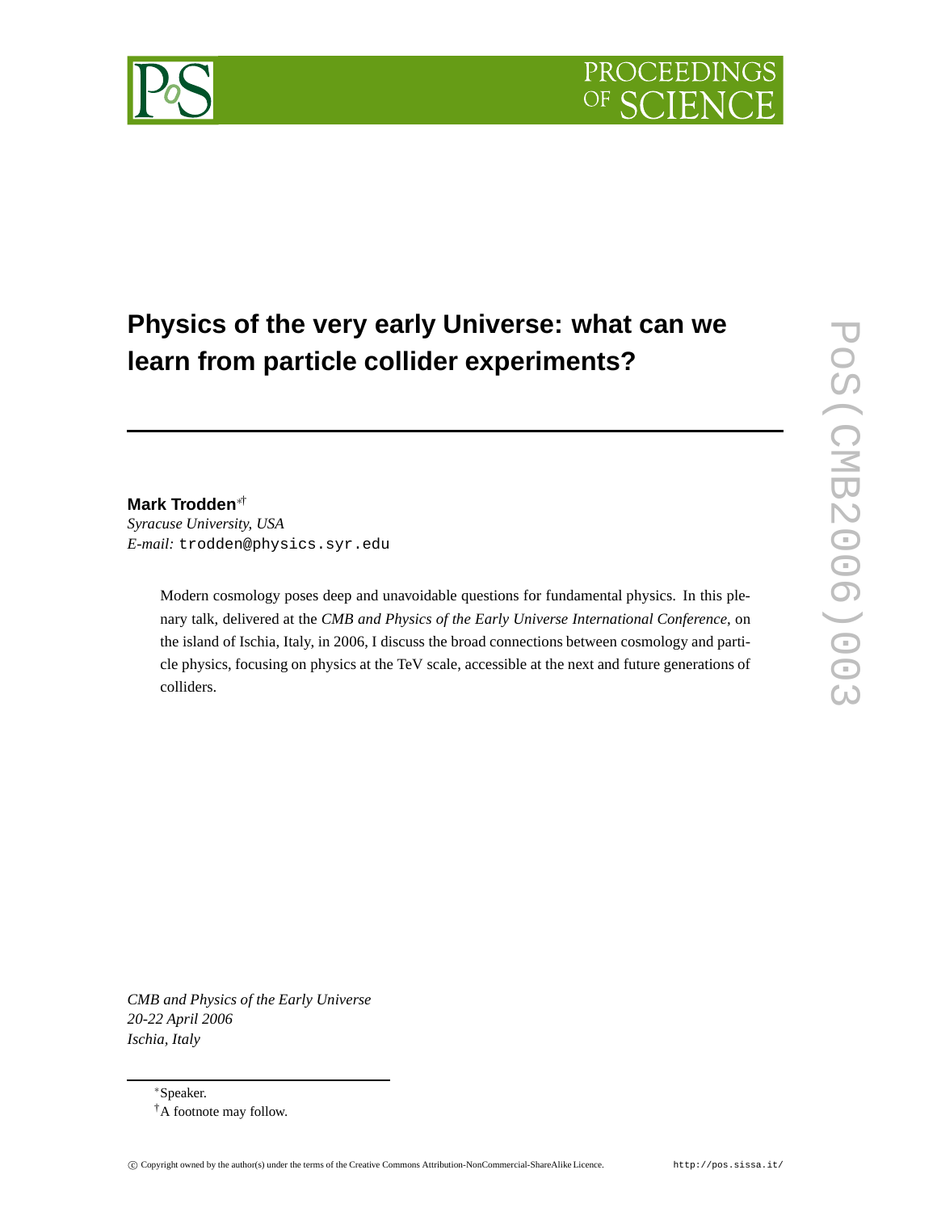# Physics of the very early Universe: what can we learn from particle collider experiments?

**Mark Trodden**[*†]

*Syracuse University, USA*

*E-mail:* trodden@physics.syr.edu

Modern cosmology poses deep and unavoidable questions for fundamental physics. In this plenary talk, delivered at the *CMB and Physics of the Early Universe International Conference*, on the island of Ischia, Italy, in 2006, I discuss the broad connections between cosmology and particle physics, focusing on physics at the TeV scale, accessible at the next and future generations of colliders.

*CMB and Physics of the Early Universe*
*20-22 April 2006*
*Ischia, Italy*

[*]Speaker.

[†]A footnote may follow.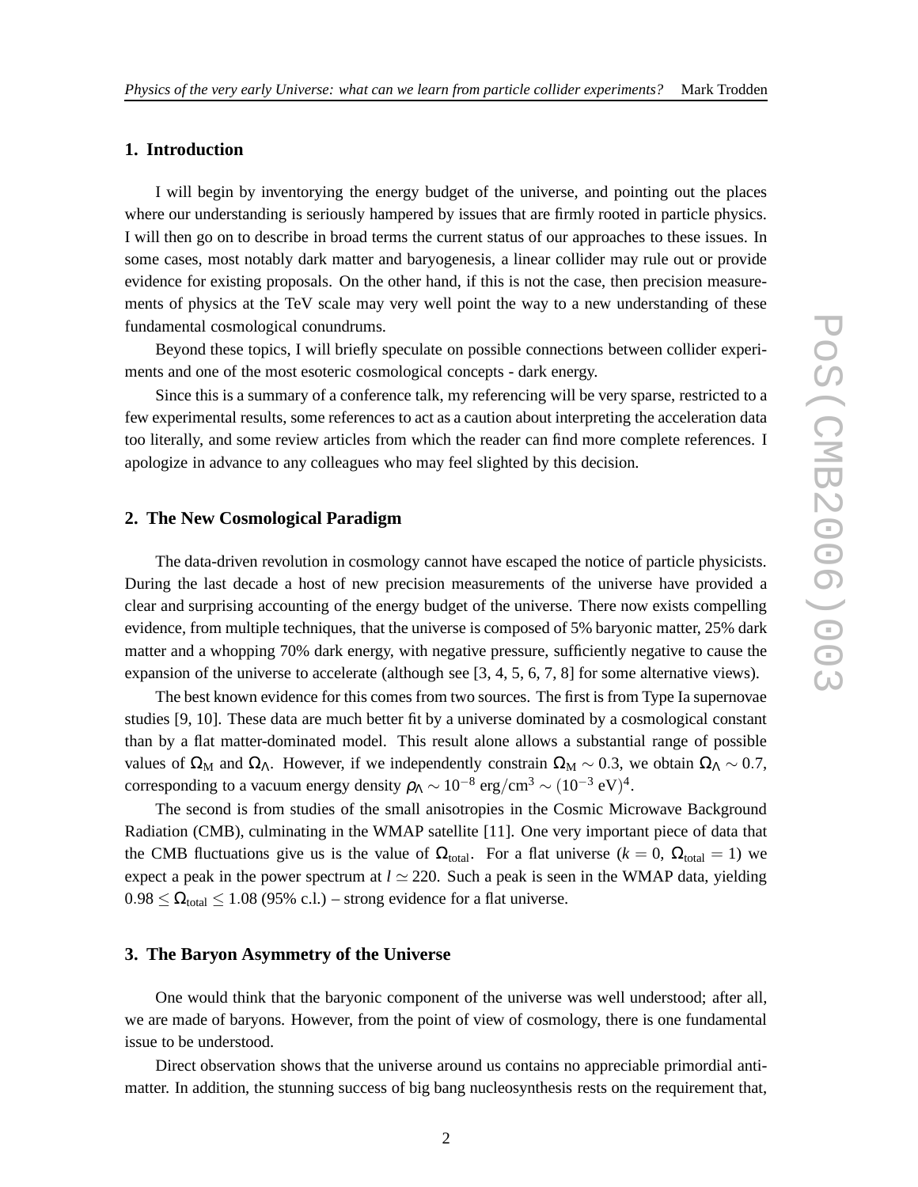## 1. Introduction

I will begin by inventorying the energy budget of the universe, and pointing out the places where our understanding is seriously hampered by issues that are firmly rooted in particle physics. I will then go on to describe in broad terms the current status of our approaches to these issues. In some cases, most notably dark matter and baryogenesis, a linear collider may rule out or provide evidence for existing proposals. On the other hand, if this is not the case, then precision measurements of physics at the TeV scale may very well point the way to a new understanding of these fundamental cosmological conundrums.

Beyond these topics, I will briefly speculate on possible connections between collider experiments and one of the most esoteric cosmological concepts - dark energy.

Since this is a summary of a conference talk, my referencing will be very sparse, restricted to a few experimental results, some references to act as a caution about interpreting the acceleration data too literally, and some review articles from which the reader can find more complete references. I apologize in advance to any colleagues who may feel slighted by this decision.

## 2. The New Cosmological Paradigm

The data-driven revolution in cosmology cannot have escaped the notice of particle physicists. During the last decade a host of new precision measurements of the universe have provided a clear and surprising accounting of the energy budget of the universe. There now exists compelling evidence, from multiple techniques, that the universe is composed of 5% baryonic matter, 25% dark matter and a whopping 70% dark energy, with negative pressure, sufficiently negative to cause the expansion of the universe to accelerate (although see [3, 4, 5, 6, 7, 8] for some alternative views).

The best known evidence for this comes from two sources. The first is from Type Ia supernovae studies [9, 10]. These data are much better fit by a universe dominated by a cosmological constant than by a flat matter-dominated model. This result alone allows a substantial range of possible values of $\Omega_{\rm M}$ and $\Omega_{\Lambda}$. However, if we independently constrain $\Omega_{\rm M} \sim 0.3$, we obtain $\Omega_{\Lambda} \sim 0.7$, corresponding to a vacuum energy density $\rho_{\Lambda} \sim 10^{-8}\ {\rm erg/cm^3} \sim (10^{-3}\ {\rm eV})^4$.

The second is from studies of the small anisotropies in the Cosmic Microwave Background Radiation (CMB), culminating in the WMAP satellite [11]. One very important piece of data that the CMB fluctuations give us is the value of $\Omega_{\rm total}$. For a flat universe ($k = 0$, $\Omega_{\rm total} = 1$) we expect a peak in the power spectrum at $l \simeq 220$. Such a peak is seen in the WMAP data, yielding $0.98 \leq \Omega_{\rm total} \leq 1.08$ (95% c.l.) – strong evidence for a flat universe.

## 3. The Baryon Asymmetry of the Universe

One would think that the baryonic component of the universe was well understood; after all, we are made of baryons. However, from the point of view of cosmology, there is one fundamental issue to be understood.

Direct observation shows that the universe around us contains no appreciable primordial antimatter. In addition, the stunning success of big bang nucleosynthesis rests on the requirement that,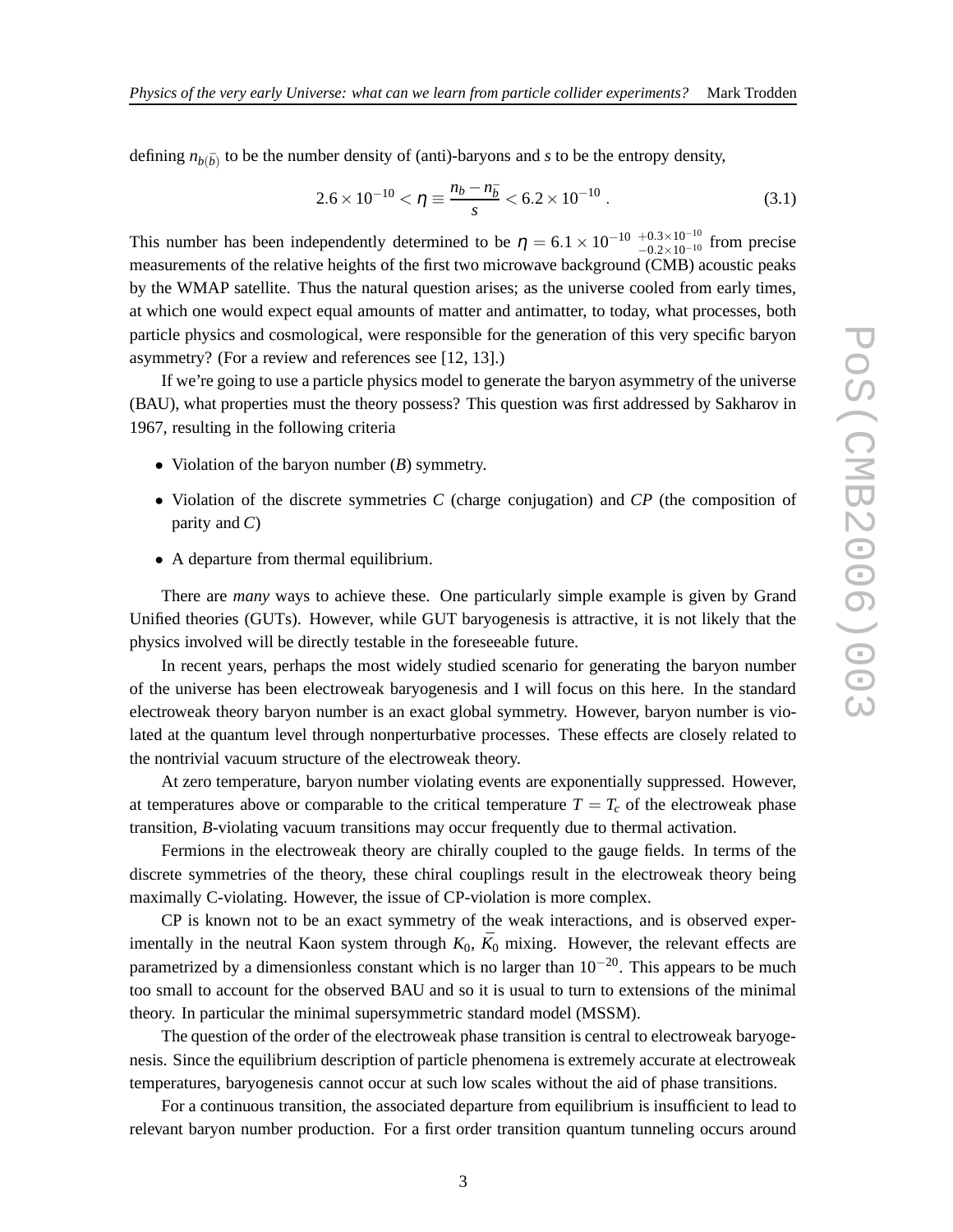defining $n_{b(\bar{b})}$ to be the number density of (anti)-baryons and $s$ to be the entropy density,

$$2.6 \times 10^{-10} < \eta \equiv \frac{n_b - n_{\bar{b}}}{s} < 6.2 \times 10^{-10} \ . \tag{3.1}$$

This number has been independently determined to be $\eta = 6.1 \times 10^{-10} \ {}^{+0.3 \times 10^{-10}}_{-0.2 \times 10^{-10}}$ from precise measurements of the relative heights of the first two microwave background (CMB) acoustic peaks by the WMAP satellite. Thus the natural question arises; as the universe cooled from early times, at which one would expect equal amounts of matter and antimatter, to today, what processes, both particle physics and cosmological, were responsible for the generation of this very specific baryon asymmetry? (For a review and references see [12, 13].)

If we're going to use a particle physics model to generate the baryon asymmetry of the universe (BAU), what properties must the theory possess? This question was first addressed by Sakharov in 1967, resulting in the following criteria

- Violation of the baryon number ($B$) symmetry.
- Violation of the discrete symmetries $C$ (charge conjugation) and $CP$ (the composition of parity and $C$)
- A departure from thermal equilibrium.

There are *many* ways to achieve these. One particularly simple example is given by Grand Unified theories (GUTs). However, while GUT baryogenesis is attractive, it is not likely that the physics involved will be directly testable in the foreseeable future.

In recent years, perhaps the most widely studied scenario for generating the baryon number of the universe has been electroweak baryogenesis and I will focus on this here. In the standard electroweak theory baryon number is an exact global symmetry. However, baryon number is violated at the quantum level through nonperturbative processes. These effects are closely related to the nontrivial vacuum structure of the electroweak theory.

At zero temperature, baryon number violating events are exponentially suppressed. However, at temperatures above or comparable to the critical temperature $T = T_c$ of the electroweak phase transition, $B$-violating vacuum transitions may occur frequently due to thermal activation.

Fermions in the electroweak theory are chirally coupled to the gauge fields. In terms of the discrete symmetries of the theory, these chiral couplings result in the electroweak theory being maximally C-violating. However, the issue of CP-violation is more complex.

CP is known not to be an exact symmetry of the weak interactions, and is observed experimentally in the neutral Kaon system through $K_0$, $\bar{K}_0$ mixing. However, the relevant effects are parametrized by a dimensionless constant which is no larger than $10^{-20}$. This appears to be much too small to account for the observed BAU and so it is usual to turn to extensions of the minimal theory. In particular the minimal supersymmetric standard model (MSSM).

The question of the order of the electroweak phase transition is central to electroweak baryogenesis. Since the equilibrium description of particle phenomena is extremely accurate at electroweak temperatures, baryogenesis cannot occur at such low scales without the aid of phase transitions.

For a continuous transition, the associated departure from equilibrium is insufficient to lead to relevant baryon number production. For a first order transition quantum tunneling occurs around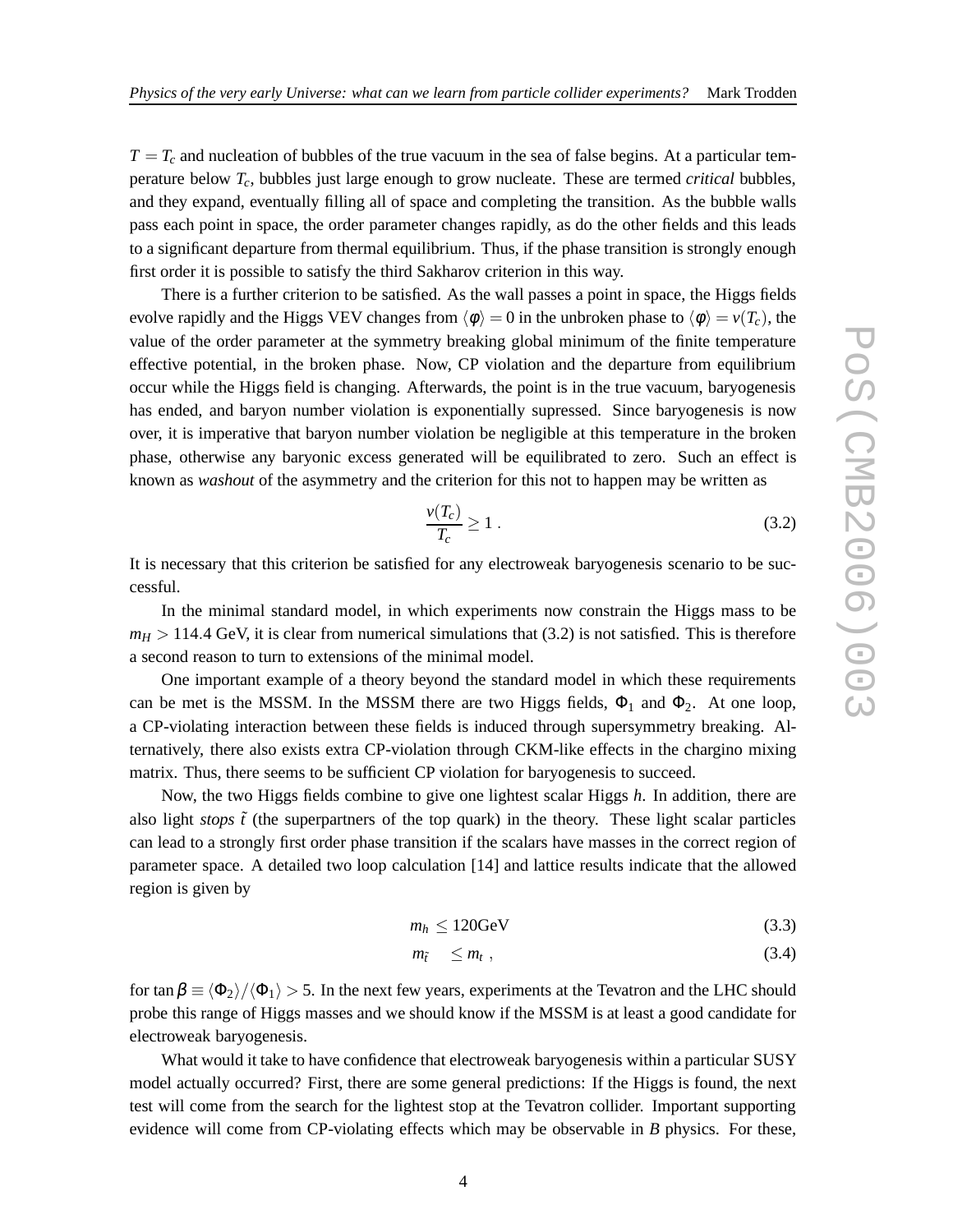$T = T_c$ and nucleation of bubbles of the true vacuum in the sea of false begins. At a particular temperature below $T_c$, bubbles just large enough to grow nucleate. These are termed *critical* bubbles, and they expand, eventually filling all of space and completing the transition. As the bubble walls pass each point in space, the order parameter changes rapidly, as do the other fields and this leads to a significant departure from thermal equilibrium. Thus, if the phase transition is strongly enough first order it is possible to satisfy the third Sakharov criterion in this way.

There is a further criterion to be satisfied. As the wall passes a point in space, the Higgs fields evolve rapidly and the Higgs VEV changes from $\langle \phi \rangle = 0$ in the unbroken phase to $\langle \phi \rangle = v(T_c)$, the value of the order parameter at the symmetry breaking global minimum of the finite temperature effective potential, in the broken phase. Now, CP violation and the departure from equilibrium occur while the Higgs field is changing. Afterwards, the point is in the true vacuum, baryogenesis has ended, and baryon number violation is exponentially supressed. Since baryogenesis is now over, it is imperative that baryon number violation be negligible at this temperature in the broken phase, otherwise any baryonic excess generated will be equilibrated to zero. Such an effect is known as *washout* of the asymmetry and the criterion for this not to happen may be written as

$$\frac{v(T_c)}{T_c} \geq 1 \ . \tag{3.2}$$

It is necessary that this criterion be satisfied for any electroweak baryogenesis scenario to be successful.

In the minimal standard model, in which experiments now constrain the Higgs mass to be $m_H > 114.4$ GeV, it is clear from numerical simulations that (3.2) is not satisfied. This is therefore a second reason to turn to extensions of the minimal model.

One important example of a theory beyond the standard model in which these requirements can be met is the MSSM. In the MSSM there are two Higgs fields, $\Phi_1$ and $\Phi_2$. At one loop, a CP-violating interaction between these fields is induced through supersymmetry breaking. Alternatively, there also exists extra CP-violation through CKM-like effects in the chargino mixing matrix. Thus, there seems to be sufficient CP violation for baryogenesis to succeed.

Now, the two Higgs fields combine to give one lightest scalar Higgs $h$. In addition, there are also light *stops* $\tilde{t}$ (the superpartners of the top quark) in the theory. These light scalar particles can lead to a strongly first order phase transition if the scalars have masses in the correct region of parameter space. A detailed two loop calculation [14] and lattice results indicate that the allowed region is given by

$$m_h \leq 120\text{GeV} \tag{3.3}$$

$$m_{\tilde{t}} \leq m_t \ , \tag{3.4}$$

for $\tan\beta \equiv \langle \Phi_2 \rangle / \langle \Phi_1 \rangle > 5$. In the next few years, experiments at the Tevatron and the LHC should probe this range of Higgs masses and we should know if the MSSM is at least a good candidate for electroweak baryogenesis.

What would it take to have confidence that electroweak baryogenesis within a particular SUSY model actually occurred? First, there are some general predictions: If the Higgs is found, the next test will come from the search for the lightest stop at the Tevatron collider. Important supporting evidence will come from CP-violating effects which may be observable in $B$ physics. For these,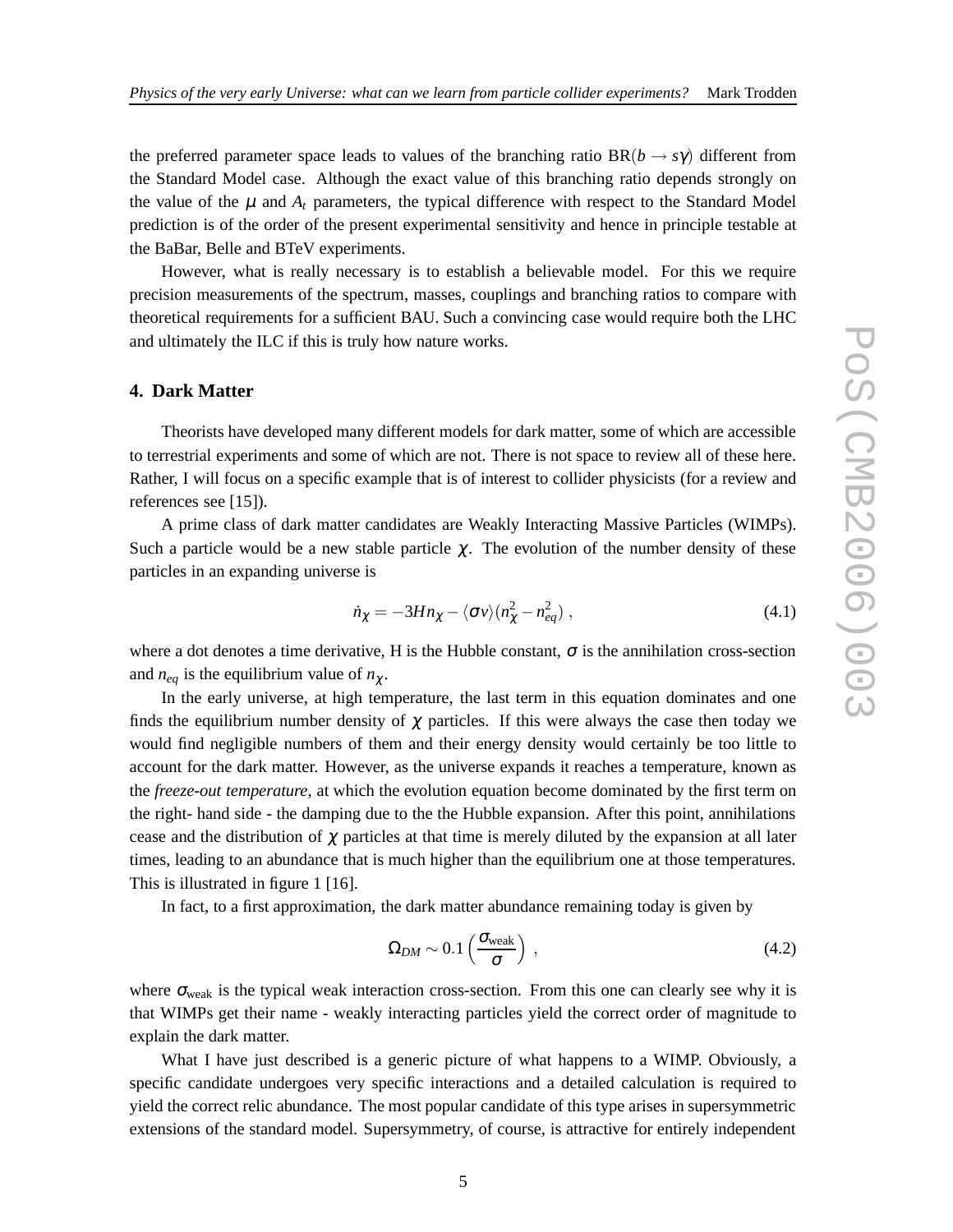the preferred parameter space leads to values of the branching ratio $\mathrm{BR}(b \to s\gamma)$ different from the Standard Model case. Although the exact value of this branching ratio depends strongly on the value of the $\mu$ and $A_t$ parameters, the typical difference with respect to the Standard Model prediction is of the order of the present experimental sensitivity and hence in principle testable at the BaBar, Belle and BTeV experiments.

However, what is really necessary is to establish a believable model. For this we require precision measurements of the spectrum, masses, couplings and branching ratios to compare with theoretical requirements for a sufficient BAU. Such a convincing case would require both the LHC and ultimately the ILC if this is truly how nature works.

## 4. Dark Matter

Theorists have developed many different models for dark matter, some of which are accessible to terrestrial experiments and some of which are not. There is not space to review all of these here. Rather, I will focus on a specific example that is of interest to collider physicists (for a review and references see [15]).

A prime class of dark matter candidates are Weakly Interacting Massive Particles (WIMPs). Such a particle would be a new stable particle $\chi$. The evolution of the number density of these particles in an expanding universe is

$$\dot{n}_\chi = -3Hn_\chi - \langle \sigma v \rangle (n_\chi^2 - n_{eq}^2) \ , \tag{4.1}$$

where a dot denotes a time derivative, H is the Hubble constant, $\sigma$ is the annihilation cross-section and $n_{eq}$ is the equilibrium value of $n_\chi$.

In the early universe, at high temperature, the last term in this equation dominates and one finds the equilibrium number density of $\chi$ particles. If this were always the case then today we would find negligible numbers of them and their energy density would certainly be too little to account for the dark matter. However, as the universe expands it reaches a temperature, known as the *freeze-out temperature*, at which the evolution equation become dominated by the first term on the right- hand side - the damping due to the the Hubble expansion. After this point, annihilations cease and the distribution of $\chi$ particles at that time is merely diluted by the expansion at all later times, leading to an abundance that is much higher than the equilibrium one at those temperatures. This is illustrated in figure 1 [16].

In fact, to a first approximation, the dark matter abundance remaining today is given by

$$\Omega_{DM} \sim 0.1 \left( \frac{\sigma_{\text{weak}}}{\sigma} \right) \ , \tag{4.2}$$

where $\sigma_{\text{weak}}$ is the typical weak interaction cross-section. From this one can clearly see why it is that WIMPs get their name - weakly interacting particles yield the correct order of magnitude to explain the dark matter.

What I have just described is a generic picture of what happens to a WIMP. Obviously, a specific candidate undergoes very specific interactions and a detailed calculation is required to yield the correct relic abundance. The most popular candidate of this type arises in supersymmetric extensions of the standard model. Supersymmetry, of course, is attractive for entirely independent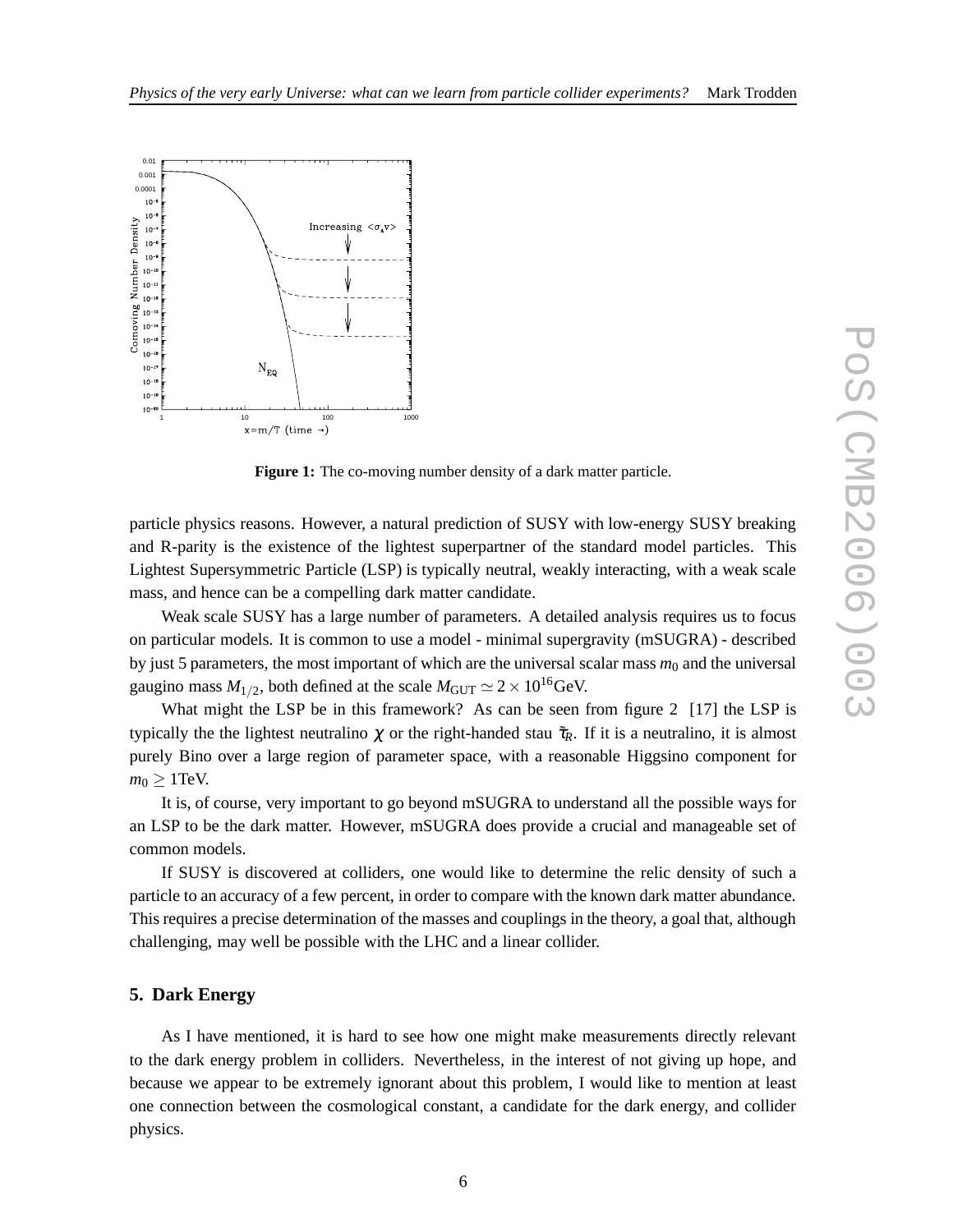**Figure 1:** The co-moving number density of a dark matter particle.

particle physics reasons. However, a natural prediction of SUSY with low-energy SUSY breaking and R-parity is the existence of the lightest superpartner of the standard model particles. This Lightest Supersymmetric Particle (LSP) is typically neutral, weakly interacting, with a weak scale mass, and hence can be a compelling dark matter candidate.

Weak scale SUSY has a large number of parameters. A detailed analysis requires us to focus on particular models. It is common to use a model - minimal supergravity (mSUGRA) - described by just 5 parameters, the most important of which are the universal scalar mass $m_0$ and the universal gaugino mass $M_{1/2}$, both defined at the scale $M_{\rm GUT} \simeq 2\times 10^{16}$GeV.

What might the LSP be in this framework? As can be seen from figure 2 [17] the LSP is typically the the lightest neutralino $\chi$ or the right-handed stau $\tilde{\tau}_R$. If it is a neutralino, it is almost purely Bino over a large region of parameter space, with a reasonable Higgsino component for $m_0 \geq 1$TeV.

It is, of course, very important to go beyond mSUGRA to understand all the possible ways for an LSP to be the dark matter. However, mSUGRA does provide a crucial and manageable set of common models.

If SUSY is discovered at colliders, one would like to determine the relic density of such a particle to an accuracy of a few percent, in order to compare with the known dark matter abundance. This requires a precise determination of the masses and couplings in the theory, a goal that, although challenging, may well be possible with the LHC and a linear collider.

## 5. Dark Energy

As I have mentioned, it is hard to see how one might make measurements directly relevant to the dark energy problem in colliders. Nevertheless, in the interest of not giving up hope, and because we appear to be extremely ignorant about this problem, I would like to mention at least one connection between the cosmological constant, a candidate for the dark energy, and collider physics.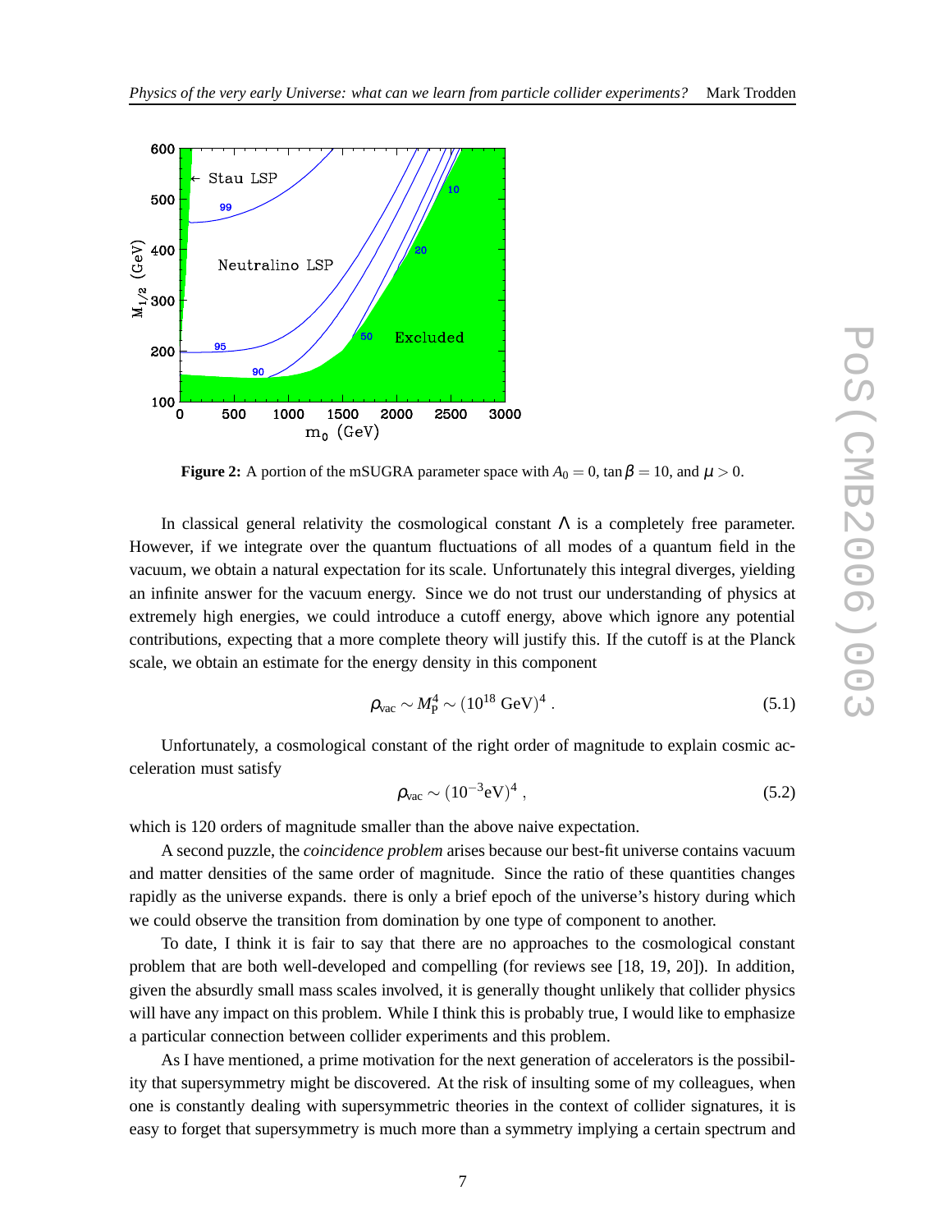**Figure 2:** A portion of the mSUGRA parameter space with $A_0 = 0$, $\tan\beta = 10$, and $\mu > 0$.

In classical general relativity the cosmological constant $\Lambda$ is a completely free parameter. However, if we integrate over the quantum fluctuations of all modes of a quantum field in the vacuum, we obtain a natural expectation for its scale. Unfortunately this integral diverges, yielding an infinite answer for the vacuum energy. Since we do not trust our understanding of physics at extremely high energies, we could introduce a cutoff energy, above which ignore any potential contributions, expecting that a more complete theory will justify this. If the cutoff is at the Planck scale, we obtain an estimate for the energy density in this component

$$\rho_{\rm vac} \sim M_{\rm P}^4 \sim (10^{18}\ {\rm GeV})^4 \ . \tag{5.1}$$

Unfortunately, a cosmological constant of the right order of magnitude to explain cosmic acceleration must satisfy

$$\rho_{\rm vac} \sim (10^{-3}{\rm eV})^4 \ , \tag{5.2}$$

which is 120 orders of magnitude smaller than the above naive expectation.

A second puzzle, the *coincidence problem* arises because our best-fit universe contains vacuum and matter densities of the same order of magnitude. Since the ratio of these quantities changes rapidly as the universe expands. there is only a brief epoch of the universe's history during which we could observe the transition from domination by one type of component to another.

To date, I think it is fair to say that there are no approaches to the cosmological constant problem that are both well-developed and compelling (for reviews see [18, 19, 20]). In addition, given the absurdly small mass scales involved, it is generally thought unlikely that collider physics will have any impact on this problem. While I think this is probably true, I would like to emphasize a particular connection between collider experiments and this problem.

As I have mentioned, a prime motivation for the next generation of accelerators is the possibility that supersymmetry might be discovered. At the risk of insulting some of my colleagues, when one is constantly dealing with supersymmetric theories in the context of collider signatures, it is easy to forget that supersymmetry is much more than a symmetry implying a certain spectrum and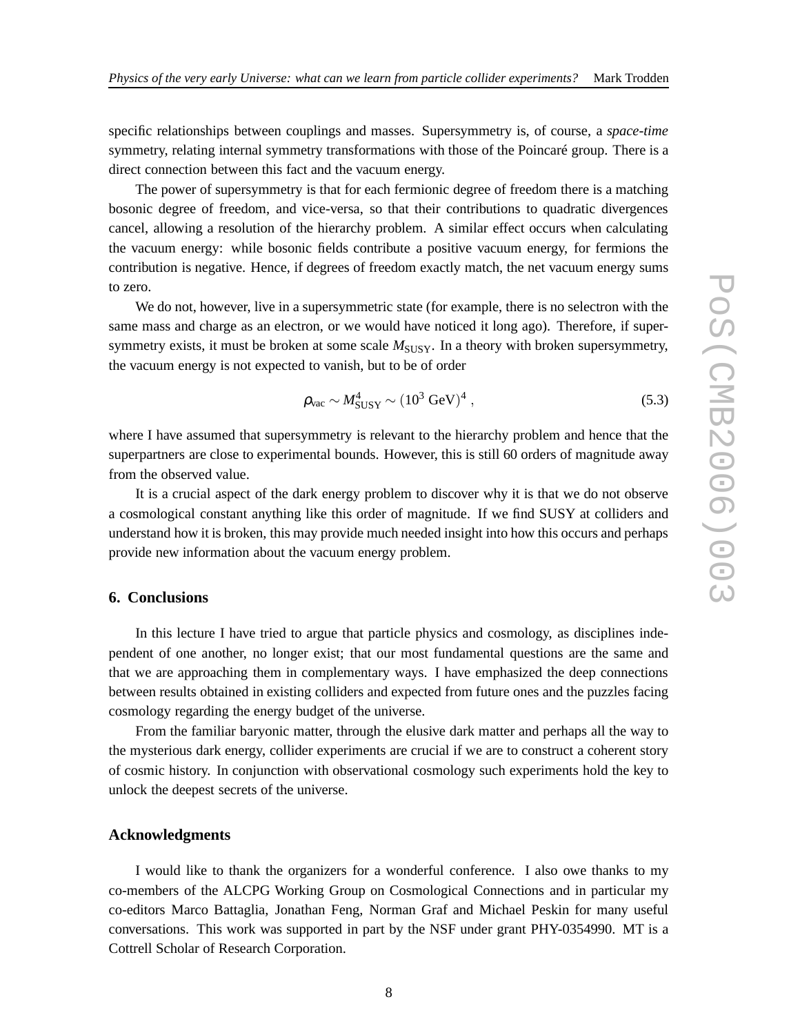specific relationships between couplings and masses. Supersymmetry is, of course, a *space-time* symmetry, relating internal symmetry transformations with those of the Poincaré group. There is a direct connection between this fact and the vacuum energy.

The power of supersymmetry is that for each fermionic degree of freedom there is a matching bosonic degree of freedom, and vice-versa, so that their contributions to quadratic divergences cancel, allowing a resolution of the hierarchy problem. A similar effect occurs when calculating the vacuum energy: while bosonic fields contribute a positive vacuum energy, for fermions the contribution is negative. Hence, if degrees of freedom exactly match, the net vacuum energy sums to zero.

We do not, however, live in a supersymmetric state (for example, there is no selectron with the same mass and charge as an electron, or we would have noticed it long ago). Therefore, if supersymmetry exists, it must be broken at some scale $M_{\rm SUSY}$. In a theory with broken supersymmetry, the vacuum energy is not expected to vanish, but to be of order

$$\rho_{\rm vac} \sim M_{\rm SUSY}^4 \sim (10^3 \text{ GeV})^4 , \tag{5.3}$$

where I have assumed that supersymmetry is relevant to the hierarchy problem and hence that the superpartners are close to experimental bounds. However, this is still 60 orders of magnitude away from the observed value.

It is a crucial aspect of the dark energy problem to discover why it is that we do not observe a cosmological constant anything like this order of magnitude. If we find SUSY at colliders and understand how it is broken, this may provide much needed insight into how this occurs and perhaps provide new information about the vacuum energy problem.

## 6. Conclusions

In this lecture I have tried to argue that particle physics and cosmology, as disciplines independent of one another, no longer exist; that our most fundamental questions are the same and that we are approaching them in complementary ways. I have emphasized the deep connections between results obtained in existing colliders and expected from future ones and the puzzles facing cosmology regarding the energy budget of the universe.

From the familiar baryonic matter, through the elusive dark matter and perhaps all the way to the mysterious dark energy, collider experiments are crucial if we are to construct a coherent story of cosmic history. In conjunction with observational cosmology such experiments hold the key to unlock the deepest secrets of the universe.

## Acknowledgments

I would like to thank the organizers for a wonderful conference. I also owe thanks to my co-members of the ALCPG Working Group on Cosmological Connections and in particular my co-editors Marco Battaglia, Jonathan Feng, Norman Graf and Michael Peskin for many useful conversations. This work was supported in part by the NSF under grant PHY-0354990. MT is a Cottrell Scholar of Research Corporation.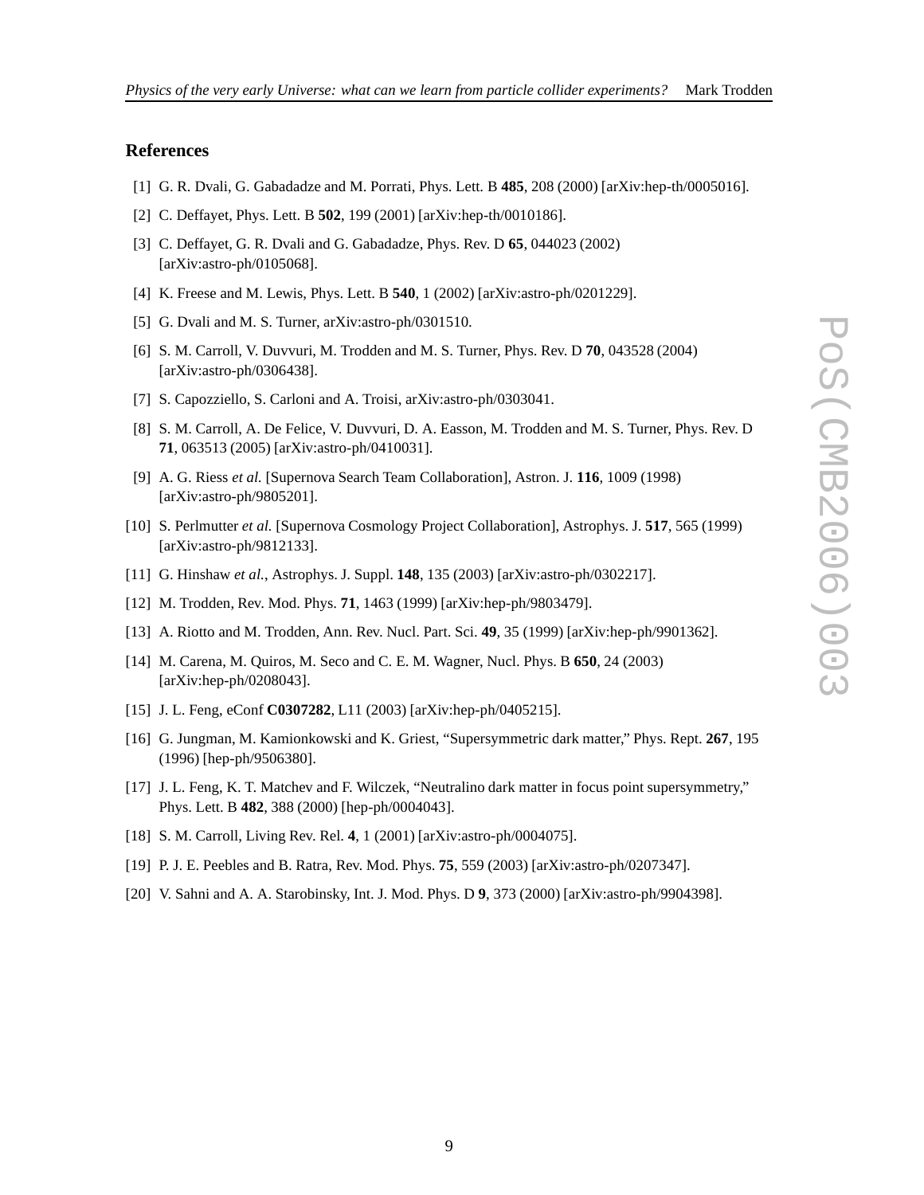## References

[1] G. R. Dvali, G. Gabadadze and M. Porrati, Phys. Lett. B **485**, 208 (2000) [arXiv:hep-th/0005016].

[2] C. Deffayet, Phys. Lett. B **502**, 199 (2001) [arXiv:hep-th/0010186].

[3] C. Deffayet, G. R. Dvali and G. Gabadadze, Phys. Rev. D **65**, 044023 (2002) [arXiv:astro-ph/0105068].

[4] K. Freese and M. Lewis, Phys. Lett. B **540**, 1 (2002) [arXiv:astro-ph/0201229].

[5] G. Dvali and M. S. Turner, arXiv:astro-ph/0301510.

[6] S. M. Carroll, V. Duvvuri, M. Trodden and M. S. Turner, Phys. Rev. D **70**, 043528 (2004) [arXiv:astro-ph/0306438].

[7] S. Capozziello, S. Carloni and A. Troisi, arXiv:astro-ph/0303041.

[8] S. M. Carroll, A. De Felice, V. Duvvuri, D. A. Easson, M. Trodden and M. S. Turner, Phys. Rev. D **71**, 063513 (2005) [arXiv:astro-ph/0410031].

[9] A. G. Riess *et al.* [Supernova Search Team Collaboration], Astron. J. **116**, 1009 (1998) [arXiv:astro-ph/9805201].

[10] S. Perlmutter *et al.* [Supernova Cosmology Project Collaboration], Astrophys. J. **517**, 565 (1999) [arXiv:astro-ph/9812133].

[11] G. Hinshaw *et al.*, Astrophys. J. Suppl. **148**, 135 (2003) [arXiv:astro-ph/0302217].

[12] M. Trodden, Rev. Mod. Phys. **71**, 1463 (1999) [arXiv:hep-ph/9803479].

[13] A. Riotto and M. Trodden, Ann. Rev. Nucl. Part. Sci. **49**, 35 (1999) [arXiv:hep-ph/9901362].

[14] M. Carena, M. Quiros, M. Seco and C. E. M. Wagner, Nucl. Phys. B **650**, 24 (2003) [arXiv:hep-ph/0208043].

[15] J. L. Feng, eConf **C0307282**, L11 (2003) [arXiv:hep-ph/0405215].

[16] G. Jungman, M. Kamionkowski and K. Griest, "Supersymmetric dark matter," Phys. Rept. **267**, 195 (1996) [hep-ph/9506380].

[17] J. L. Feng, K. T. Matchev and F. Wilczek, "Neutralino dark matter in focus point supersymmetry," Phys. Lett. B **482**, 388 (2000) [hep-ph/0004043].

[18] S. M. Carroll, Living Rev. Rel. **4**, 1 (2001) [arXiv:astro-ph/0004075].

[19] P. J. E. Peebles and B. Ratra, Rev. Mod. Phys. **75**, 559 (2003) [arXiv:astro-ph/0207347].

[20] V. Sahni and A. A. Starobinsky, Int. J. Mod. Phys. D **9**, 373 (2000) [arXiv:astro-ph/9904398].